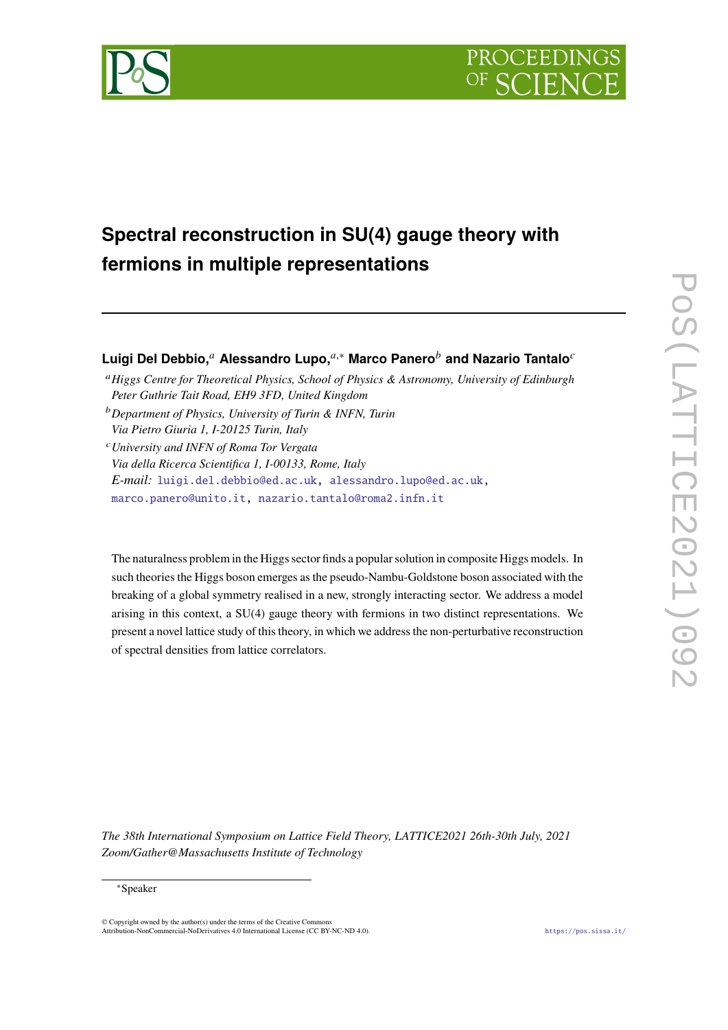# Spectral reconstruction in SU(4) gauge theory with fermions in multiple representations

**Luigi Del Debbio,[a] Alessandro Lupo,[a,*] Marco Panero[b] and Nazario Tantalo[c]**

[a] *Higgs Centre for Theoretical Physics, School of Physics & Astronomy, University of Edinburgh Peter Guthrie Tait Road, EH9 3FD, United Kingdom*

[b] *Department of Physics, University of Turin & INFN, Turin Via Pietro Giuria 1, I-10125 Turin, Italy*

[c] *University and INFN of Roma Tor Vergata Via della Ricerca Scientifica 1, I-00133, Rome, Italy*

*E-mail:* luigi.del.debbio@ed.ac.uk, alessandro.lupo@ed.ac.uk, marco.panero@unito.it, nazario.tantalo@roma2.infn.it

The naturalness problem in the Higgs sector finds a popular solution in composite Higgs models. In such theories the Higgs boson emerges as the pseudo-Nambu-Goldstone boson associated with the breaking of a global symmetry realised in a new, strongly interacting sector. We address a model arising in this context, a SU(4) gauge theory with fermions in two distinct representations. We present a novel lattice study of this theory, in which we address the non-perturbative reconstruction of spectral densities from lattice correlators.

*The 38th International Symposium on Lattice Field Theory, LATTICE2021 26th-30th July, 2021 Zoom/Gather@Massachusetts Institute of Technology*

[*] Speaker

© Copyright owned by the author(s) under the terms of the Creative Commons Attribution-NonCommercial-NoDerivatives 4.0 International License (CC BY-NC-ND 4.0).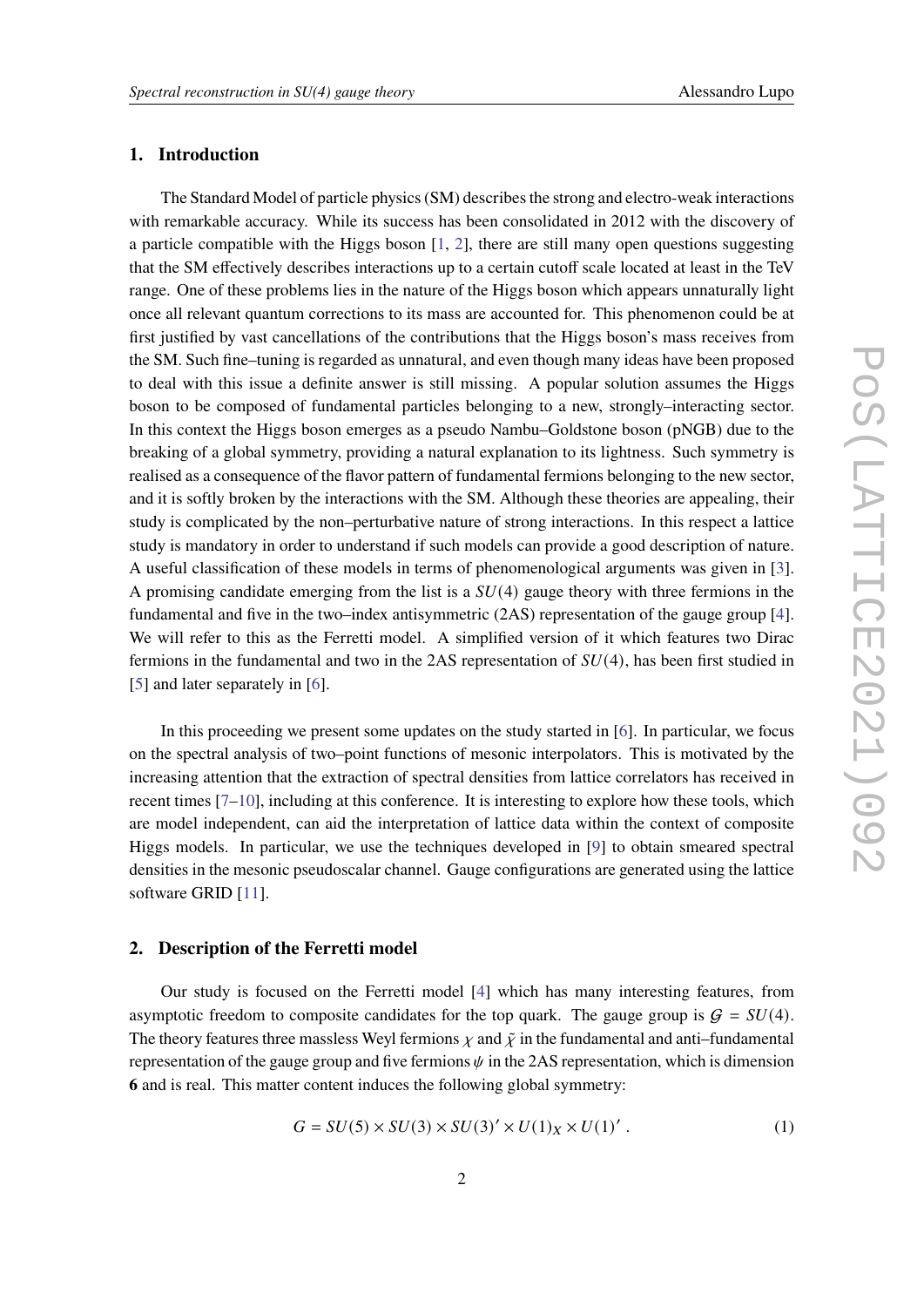## 1. Introduction

The Standard Model of particle physics (SM) describes the strong and electro-weak interactions with remarkable accuracy. While its success has been consolidated in 2012 with the discovery of a particle compatible with the Higgs boson [1, 2], there are still many open questions suggesting that the SM effectively describes interactions up to a certain cutoff scale located at least in the TeV range. One of these problems lies in the nature of the Higgs boson which appears unnaturally light once all relevant quantum corrections to its mass are accounted for. This phenomenon could be at first justified by vast cancellations of the contributions that the Higgs boson's mass receives from the SM. Such fine–tuning is regarded as unnatural, and even though many ideas have been proposed to deal with this issue a definite answer is still missing. A popular solution assumes the Higgs boson to be composed of fundamental particles belonging to a new, strongly–interacting sector. In this context the Higgs boson emerges as a pseudo Nambu–Goldstone boson (pNGB) due to the breaking of a global symmetry, providing a natural explanation to its lightness. Such symmetry is realised as a consequence of the flavor pattern of fundamental fermions belonging to the new sector, and it is softly broken by the interactions with the SM. Although these theories are appealing, their study is complicated by the non–perturbative nature of strong interactions. In this respect a lattice study is mandatory in order to understand if such models can provide a good description of nature. A useful classification of these models in terms of phenomenological arguments was given in [3]. A promising candidate emerging from the list is a $SU(4)$ gauge theory with three fermions in the fundamental and five in the two–index antisymmetric (2AS) representation of the gauge group [4]. We will refer to this as the Ferretti model. A simplified version of it which features two Dirac fermions in the fundamental and two in the 2AS representation of $SU(4)$, has been first studied in [5] and later separately in [6].

In this proceeding we present some updates on the study started in [6]. In particular, we focus on the spectral analysis of two–point functions of mesonic interpolators. This is motivated by the increasing attention that the extraction of spectral densities from lattice correlators has received in recent times [7–10], including at this conference. It is interesting to explore how these tools, which are model independent, can aid the interpretation of lattice data within the context of composite Higgs models. In particular, we use the techniques developed in [9] to obtain smeared spectral densities in the mesonic pseudoscalar channel. Gauge configurations are generated using the lattice software GRID [11].

## 2. Description of the Ferretti model

Our study is focused on the Ferretti model [4] which has many interesting features, from asymptotic freedom to composite candidates for the top quark. The gauge group is $\mathcal{G} = SU(4)$. The theory features three massless Weyl fermions $\chi$ and $\tilde{\chi}$ in the fundamental and anti–fundamental representation of the gauge group and five fermions $\psi$ in the 2AS representation, which is dimension **6** and is real. This matter content induces the following global symmetry:

$$G = SU(5) \times SU(3) \times SU(3)' \times U(1)_X \times U(1)' \ . \tag{1}$$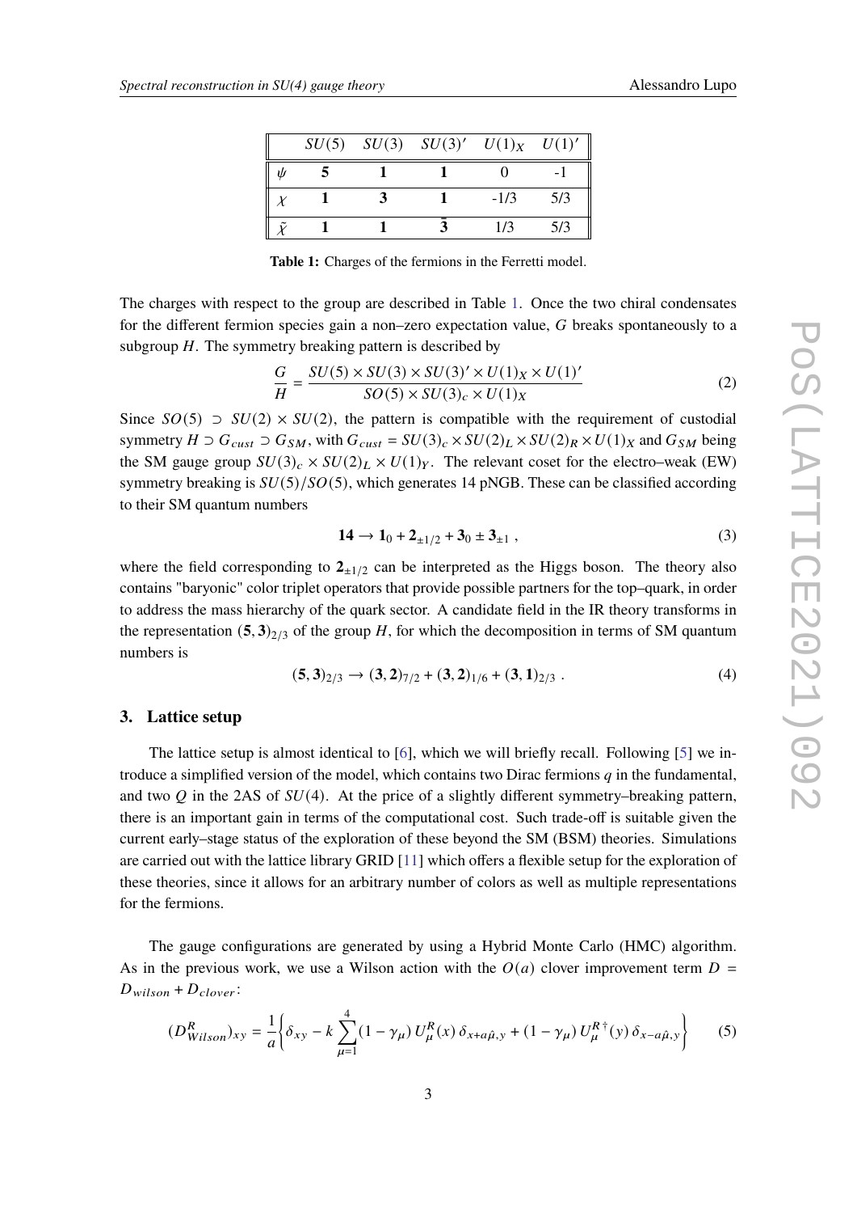|  | $SU(5)$ | $SU(3)$ | $SU(3)'$ | $U(1)_X$ | $U(1)'$ |
| --- | --- | --- | --- | --- | --- |
| $\psi$ | **5** | **1** | **1** | 0 | -1 |
| $\chi$ | **1** | **3** | **1** | -1/3 | 5/3 |
| $\tilde{\chi}$ | **1** | **1** | $\bar{\mathbf{3}}$ | 1/3 | 5/3 |

**Table 1:** Charges of the fermions in the Ferretti model.

The charges with respect to the group are described in Table 1. Once the two chiral condensates for the different fermion species gain a non–zero expectation value, $G$ breaks spontaneously to a subgroup $H$. The symmetry breaking pattern is described by

$$\frac{G}{H} = \frac{SU(5) \times SU(3) \times SU(3)' \times U(1)_X \times U(1)'}{SO(5) \times SU(3)_c \times U(1)_X} \tag{2}$$

Since $SO(5) \supset SU(2) \times SU(2)$, the pattern is compatible with the requirement of custodial symmetry $H \supset G_{cust} \supset G_{SM}$, with $G_{cust} = SU(3)_c \times SU(2)_L \times SU(2)_R \times U(1)_X$ and $G_{SM}$ being the SM gauge group $SU(3)_c \times SU(2)_L \times U(1)_Y$. The relevant coset for the electro–weak (EW) symmetry breaking is $SU(5)/SO(5)$, which generates 14 pNGB. These can be classified according to their SM quantum numbers

$$\mathbf{14} \rightarrow \mathbf{1}_0 + \mathbf{2}_{\pm 1/2} + \mathbf{3}_0 \pm \mathbf{3}_{\pm 1} \,, \tag{3}$$

where the field corresponding to $\mathbf{2}_{\pm 1/2}$ can be interpreted as the Higgs boson. The theory also contains "baryonic" color triplet operators that provide possible partners for the top–quark, in order to address the mass hierarchy of the quark sector. A candidate field in the IR theory transforms in the representation $(\mathbf{5}, \mathbf{3})_{2/3}$ of the group $H$, for which the decomposition in terms of SM quantum numbers is

$$(\mathbf{5}, \mathbf{3})_{2/3} \rightarrow (\mathbf{3}, \mathbf{2})_{7/2} + (\mathbf{3}, \mathbf{2})_{1/6} + (\mathbf{3}, \mathbf{1})_{2/3} \,. \tag{4}$$

## 3. Lattice setup

The lattice setup is almost identical to [6], which we will briefly recall. Following [5] we introduce a simplified version of the model, which contains two Dirac fermions $q$ in the fundamental, and two $Q$ in the 2AS of $SU(4)$. At the price of a slightly different symmetry–breaking pattern, there is an important gain in terms of the computational cost. Such trade-off is suitable given the current early–stage status of the exploration of these beyond the SM (BSM) theories. Simulations are carried out with the lattice library GRID [11] which offers a flexible setup for the exploration of these theories, since it allows for an arbitrary number of colors as well as multiple representations for the fermions.

The gauge configurations are generated by using a Hybrid Monte Carlo (HMC) algorithm. As in the previous work, we use a Wilson action with the $O(a)$ clover improvement term $D = D_{wilson} + D_{clover}$:

$$(D^R_{Wilson})_{xy} = \frac{1}{a}\left\{\delta_{xy} - k\sum_{\mu=1}^{4}(1-\gamma_\mu)\, U^R_\mu(x)\, \delta_{x+a\hat{\mu},y} + (1-\gamma_\mu)\, U^{R\,\dagger}_\mu(y)\, \delta_{x-a\hat{\mu},y}\right\} \tag{5}$$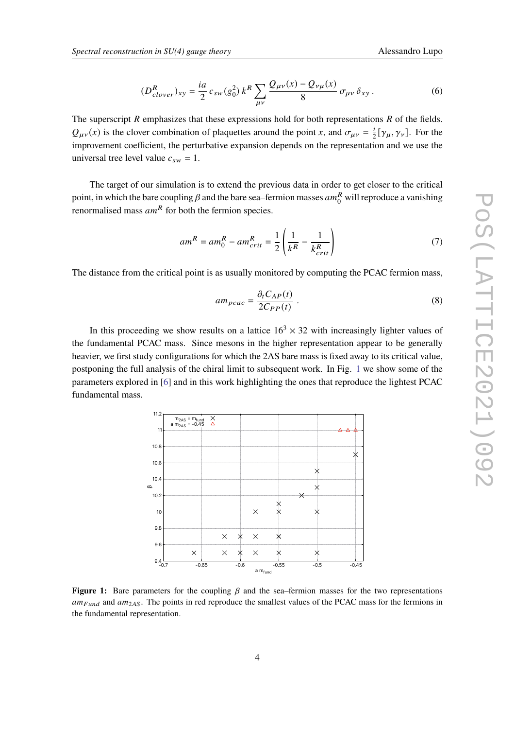$$(D^R_{clover})_{xy} = \frac{ia}{2}\, c_{sw}(g_0^2)\, k^R \sum_{\mu\nu} \frac{Q_{\mu\nu}(x) - Q_{\nu\mu}(x)}{8}\, \sigma_{\mu\nu}\, \delta_{xy}\,. \tag{6}$$

The superscript $R$ emphasizes that these expressions hold for both representations $R$ of the fields. $Q_{\mu\nu}(x)$ is the clover combination of plaquettes around the point $x$, and $\sigma_{\mu\nu} = \frac{i}{2}[\gamma_\mu, \gamma_\nu]$. For the improvement coefficient, the perturbative expansion depends on the representation and we use the universal tree level value $c_{sw} = 1$.

The target of our simulation is to extend the previous data in order to get closer to the critical point, in which the bare coupling $\beta$ and the bare sea–fermion masses $am_0^R$ will reproduce a vanishing renormalised mass $am^R$ for both the fermion species.

$$am^R = am_0^R - am^R_{crit} = \frac{1}{2}\left(\frac{1}{k^R} - \frac{1}{k^R_{crit}}\right) \tag{7}$$

The distance from the critical point is as usually monitored by computing the PCAC fermion mass,

$$am_{pcac} = \frac{\partial_t C_{AP}(t)}{2C_{PP}(t)}\,. \tag{8}$$

In this proceeding we show results on a lattice $16^3 \times 32$ with increasingly lighter values of the fundamental PCAC mass. Since mesons in the higher representation appear to be generally heavier, we first study configurations for which the 2AS bare mass is fixed away to its critical value, postponing the full analysis of the chiral limit to subsequent work. In Fig. 1 we show some of the parameters explored in [6] and in this work highlighting the ones that reproduce the lightest PCAC fundamental mass.

**Figure 1:** Bare parameters for the coupling $\beta$ and the sea–fermion masses for the two representations $am_{Fund}$ and $am_{2AS}$. The points in red reproduce the smallest values of the PCAC mass for the fermions in the fundamental representation.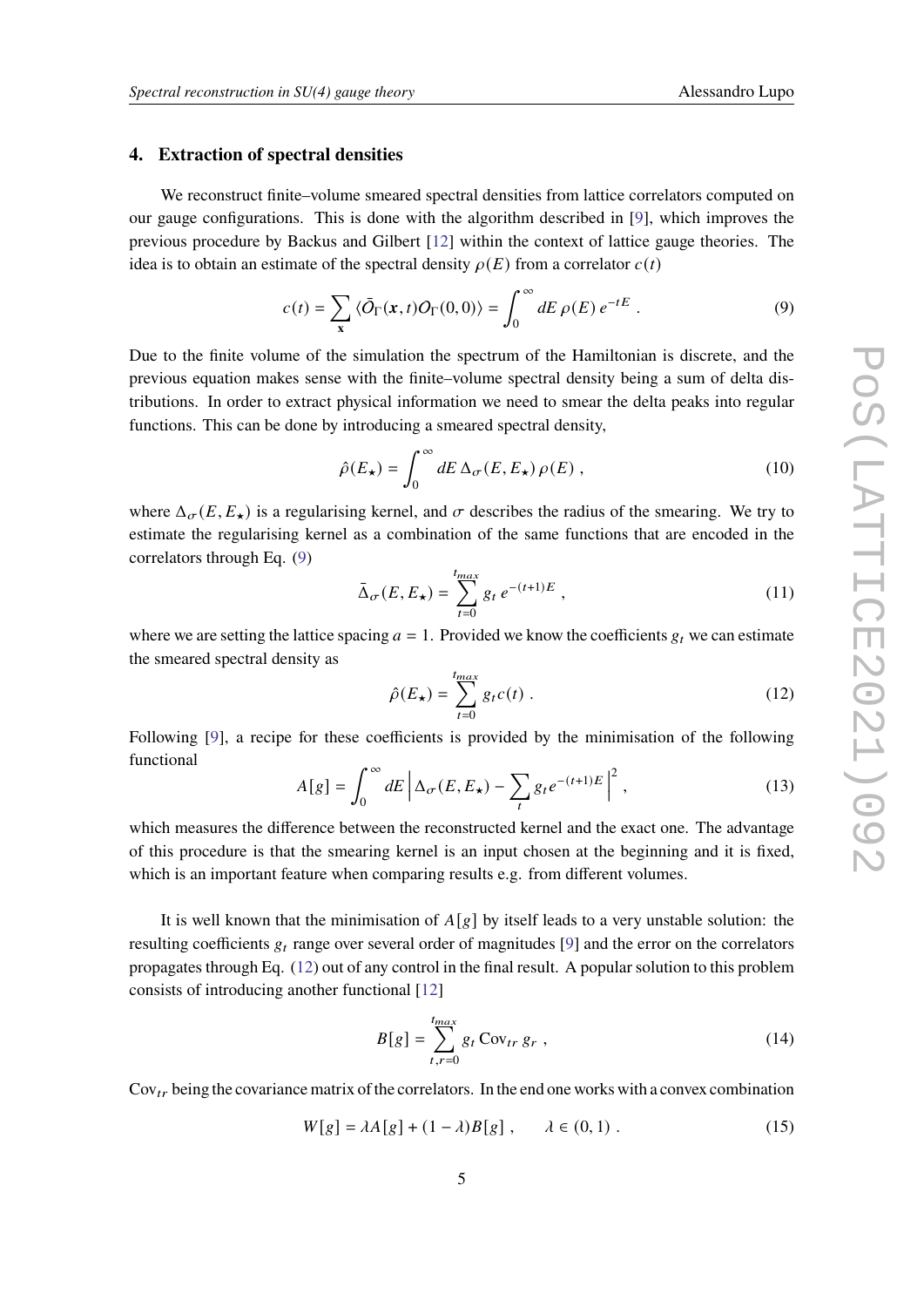## 4. Extraction of spectral densities

We reconstruct finite–volume smeared spectral densities from lattice correlators computed on our gauge configurations. This is done with the algorithm described in [9], which improves the previous procedure by Backus and Gilbert [12] within the context of lattice gauge theories. The idea is to obtain an estimate of the spectral density $\rho(E)$ from a correlator $c(t)$

$$c(t) = \sum_{\mathbf{x}} \langle \bar{O}_\Gamma(\boldsymbol{x}, t) O_\Gamma(0,0) \rangle = \int_0^\infty dE \, \rho(E) \, e^{-tE} \; . \tag{9}$$

Due to the finite volume of the simulation the spectrum of the Hamiltonian is discrete, and the previous equation makes sense with the finite–volume spectral density being a sum of delta distributions. In order to extract physical information we need to smear the delta peaks into regular functions. This can be done by introducing a smeared spectral density,

$$\hat{\rho}(E_\star) = \int_0^\infty dE \, \Delta_\sigma(E, E_\star) \, \rho(E) \; , \tag{10}$$

where $\Delta_\sigma(E, E_\star)$ is a regularising kernel, and $\sigma$ describes the radius of the smearing. We try to estimate the regularising kernel as a combination of the same functions that are encoded in the correlators through Eq. (9)

$$\bar{\Delta}_\sigma(E, E_\star) = \sum_{t=0}^{t_{max}} g_t \, e^{-(t+1)E} \; , \tag{11}$$

where we are setting the lattice spacing $a = 1$. Provided we know the coefficients $g_t$ we can estimate the smeared spectral density as

$$\hat{\rho}(E_\star) = \sum_{t=0}^{t_{max}} g_t c(t) \; . \tag{12}$$

Following [9], a recipe for these coefficients is provided by the minimisation of the following functional

$$A[g] = \int_0^\infty dE \left| \Delta_\sigma(E, E_\star) - \sum_t g_t e^{-(t+1)E} \right|^2 , \tag{13}$$

which measures the difference between the reconstructed kernel and the exact one. The advantage of this procedure is that the smearing kernel is an input chosen at the beginning and it is fixed, which is an important feature when comparing results e.g. from different volumes.

It is well known that the minimisation of $A[g]$ by itself leads to a very unstable solution: the resulting coefficients $g_t$ range over several order of magnitudes [9] and the error on the correlators propagates through Eq. (12) out of any control in the final result. A popular solution to this problem consists of introducing another functional [12]

$$B[g] = \sum_{t,r=0}^{t_{max}} g_t \, \mathrm{Cov}_{tr} \, g_r \; , \tag{14}$$

$\mathrm{Cov}_{tr}$ being the covariance matrix of the correlators. In the end one works with a convex combination

$$W[g] = \lambda A[g] + (1 - \lambda) B[g] \; , \qquad \lambda \in (0, 1) \; . \tag{15}$$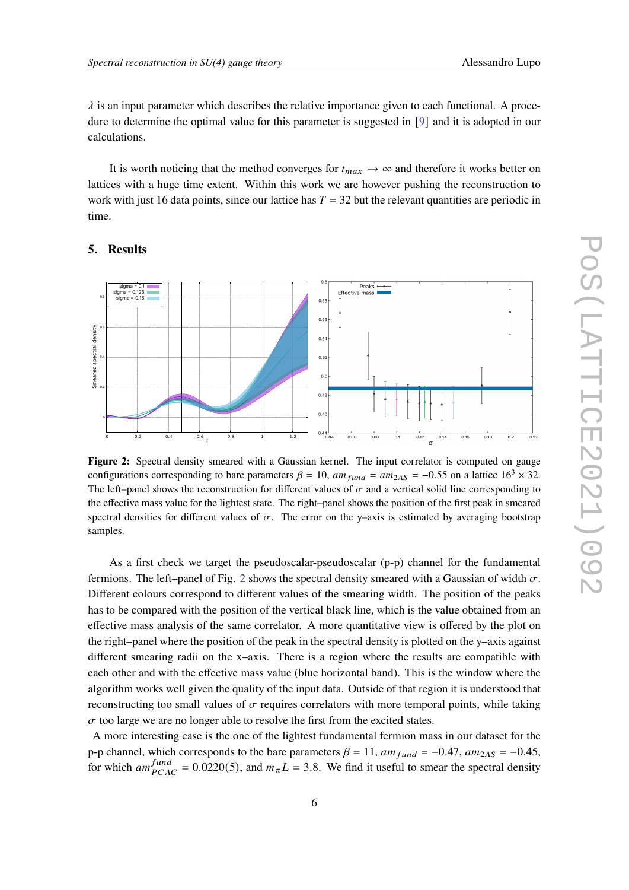$\lambda$ is an input parameter which describes the relative importance given to each functional. A procedure to determine the optimal value for this parameter is suggested in [9] and it is adopted in our calculations.

It is worth noticing that the method converges for $t_{max} \to \infty$ and therefore it works better on lattices with a huge time extent. Within this work we are however pushing the reconstruction to work with just 16 data points, since our lattice has $T = 32$ but the relevant quantities are periodic in time.

## 5. Results

**Figure 2:** Spectral density smeared with a Gaussian kernel. The input correlator is computed on gauge configurations corresponding to bare parameters $\beta = 10$, $am_{fund} = am_{2AS} = -0.55$ on a lattice $16^3 \times 32$. The left–panel shows the reconstruction for different values of $\sigma$ and a vertical solid line corresponding to the effective mass value for the lightest state. The right–panel shows the position of the first peak in smeared spectral densities for different values of $\sigma$. The error on the y–axis is estimated by averaging bootstrap samples.

As a first check we target the pseudoscalar-pseudoscalar (p-p) channel for the fundamental fermions. The left–panel of Fig. 2 shows the spectral density smeared with a Gaussian of width $\sigma$. Different colours correspond to different values of the smearing width. The position of the peaks has to be compared with the position of the vertical black line, which is the value obtained from an effective mass analysis of the same correlator. A more quantitative view is offered by the plot on the right–panel where the position of the peak in the spectral density is plotted on the y–axis against different smearing radii on the x–axis. There is a region where the results are compatible with each other and with the effective mass value (blue horizontal band). This is the window where the algorithm works well given the quality of the input data. Outside of that region it is understood that reconstructing too small values of $\sigma$ requires correlators with more temporal points, while taking $\sigma$ too large we are no longer able to resolve the first from the excited states.

A more interesting case is the one of the lightest fundamental fermion mass in our dataset for the p-p channel, which corresponds to the bare parameters $\beta = 11$, $am_{fund} = -0.47$, $am_{2AS} = -0.45$, for which $am_{PCAC}^{fund} = 0.0220(5)$, and $m_\pi L = 3.8$. We find it useful to smear the spectral density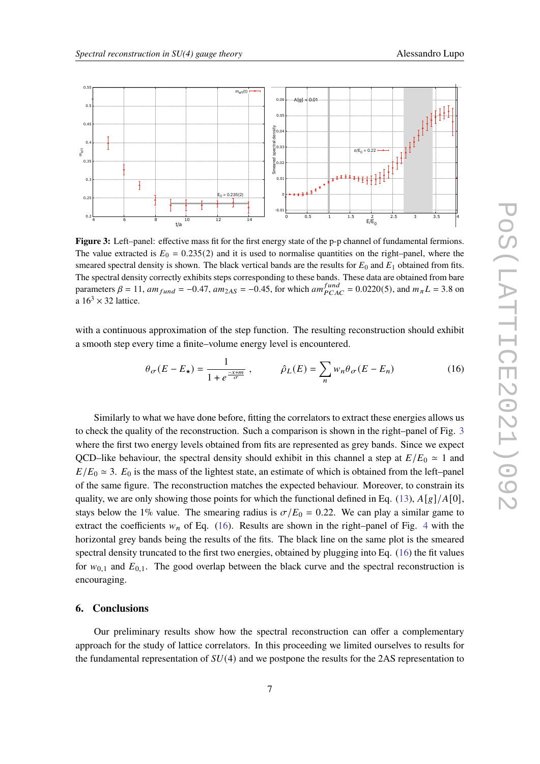**Figure 3:** Left–panel: effective mass fit for the first energy state of the p-p channel of fundamental fermions. The value extracted is $E_0 = 0.235(2)$ and it is used to normalise quantities on the right–panel, where the smeared spectral density is shown. The black vertical bands are the results for $E_0$ and $E_1$ obtained from fits. The spectral density correctly exhibits steps corresponding to these bands. These data are obtained from bare parameters $\beta = 11$, $am_{fund} = -0.47$, $am_{2AS} = -0.45$, for which $am^{fund}_{PCAC} = 0.0220(5)$, and $m_\pi L = 3.8$ on a $16^3 \times 32$ lattice.

with a continuous approximation of the step function. The resulting reconstruction should exhibit a smooth step every time a finite–volume energy level is encountered.

$$\theta_\sigma(E - E_\star) = \frac{1}{1 + e^{\frac{-x+m}{\sigma}}} \,, \qquad \hat{\rho}_L(E) = \sum_n w_n \theta_\sigma(E - E_n) \tag{16}$$

Similarly to what we have done before, fitting the correlators to extract these energies allows us to check the quality of the reconstruction. Such a comparison is shown in the right–panel of Fig. 3 where the first two energy levels obtained from fits are represented as grey bands. Since we expect QCD–like behaviour, the spectral density should exhibit in this channel a step at $E/E_0 \simeq 1$ and $E/E_0 \simeq 3$. $E_0$ is the mass of the lightest state, an estimate of which is obtained from the left–panel of the same figure. The reconstruction matches the expected behaviour. Moreover, to constrain its quality, we are only showing those points for which the functional defined in Eq. (13), $A[g]/A[0]$, stays below the 1% value. The smearing radius is $\sigma/E_0 = 0.22$. We can play a similar game to extract the coefficients $w_n$ of Eq. (16). Results are shown in the right–panel of Fig. 4 with the horizontal grey bands being the results of the fits. The black line on the same plot is the smeared spectral density truncated to the first two energies, obtained by plugging into Eq. (16) the fit values for $w_{0,1}$ and $E_{0,1}$. The good overlap between the black curve and the spectral reconstruction is encouraging.

## 6. Conclusions

Our preliminary results show how the spectral reconstruction can offer a complementary approach for the study of lattice correlators. In this proceeding we limited ourselves to results for the fundamental representation of $SU(4)$ and we postpone the results for the 2AS representation to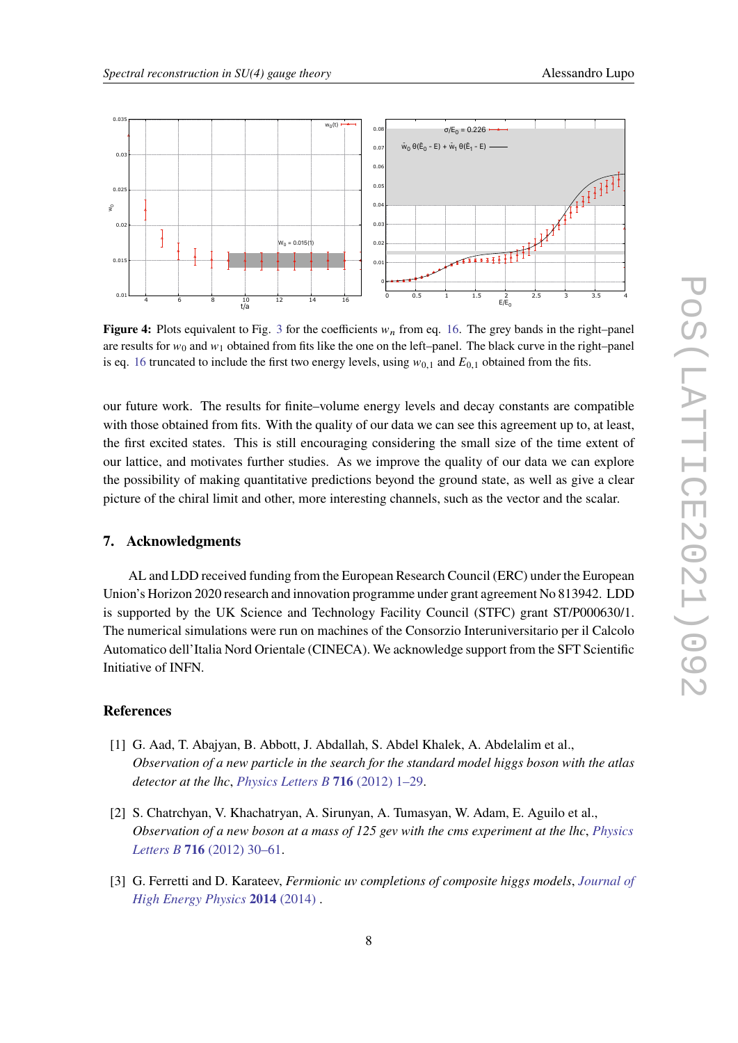**Figure 4:** Plots equivalent to Fig. 3 for the coefficients $w_n$ from eq. 16. The grey bands in the right–panel are results for $w_0$ and $w_1$ obtained from fits like the one on the left–panel. The black curve in the right–panel is eq. 16 truncated to include the first two energy levels, using $w_{0,1}$ and $E_{0,1}$ obtained from the fits.

our future work. The results for finite–volume energy levels and decay constants are compatible with those obtained from fits. With the quality of our data we can see this agreement up to, at least, the first excited states. This is still encouraging considering the small size of the time extent of our lattice, and motivates further studies. As we improve the quality of our data we can explore the possibility of making quantitative predictions beyond the ground state, as well as give a clear picture of the chiral limit and other, more interesting channels, such as the vector and the scalar.

## 7. Acknowledgments

AL and LDD received funding from the European Research Council (ERC) under the European Union's Horizon 2020 research and innovation programme under grant agreement No 813942. LDD is supported by the UK Science and Technology Facility Council (STFC) grant ST/P000630/1. The numerical simulations were run on machines of the Consorzio Interuniversitario per il Calcolo Automatico dell'Italia Nord Orientale (CINECA). We acknowledge support from the SFT Scientific Initiative of INFN.

## References

[1] G. Aad, T. Abajyan, B. Abbott, J. Abdallah, S. Abdel Khalek, A. Abdelalim et al., *Observation of a new particle in the search for the standard model higgs boson with the atlas detector at the lhc*, *Physics Letters B* **716** (2012) 1–29.

[2] S. Chatrchyan, V. Khachatryan, A. Sirunyan, A. Tumasyan, W. Adam, E. Aguilo et al., *Observation of a new boson at a mass of 125 gev with the cms experiment at the lhc*, *Physics Letters B* **716** (2012) 30–61.

[3] G. Ferretti and D. Karateev, *Fermionic uv completions of composite higgs models*, *Journal of High Energy Physics* **2014** (2014) .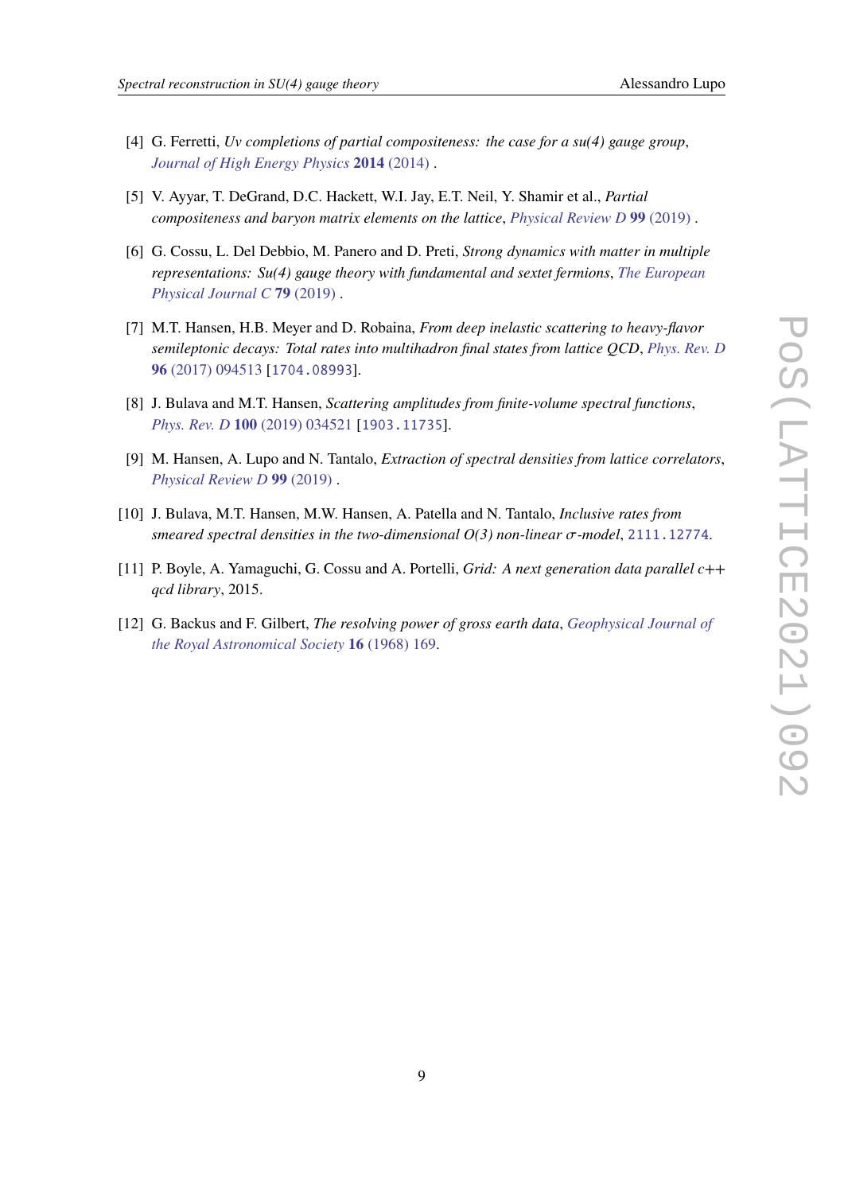[4] G. Ferretti, *Uv completions of partial compositeness: the case for a su(4) gauge group*, *Journal of High Energy Physics* **2014** (2014) .

[5] V. Ayyar, T. DeGrand, D.C. Hackett, W.I. Jay, E.T. Neil, Y. Shamir et al., *Partial compositeness and baryon matrix elements on the lattice*, *Physical Review D* **99** (2019) .

[6] G. Cossu, L. Del Debbio, M. Panero and D. Preti, *Strong dynamics with matter in multiple representations: Su(4) gauge theory with fundamental and sextet fermions*, *The European Physical Journal C* **79** (2019) .

[7] M.T. Hansen, H.B. Meyer and D. Robaina, *From deep inelastic scattering to heavy-flavor semileptonic decays: Total rates into multihadron final states from lattice QCD*, *Phys. Rev. D* **96** (2017) 094513 [1704.08993].

[8] J. Bulava and M.T. Hansen, *Scattering amplitudes from finite-volume spectral functions*, *Phys. Rev. D* **100** (2019) 034521 [1903.11735].

[9] M. Hansen, A. Lupo and N. Tantalo, *Extraction of spectral densities from lattice correlators*, *Physical Review D* **99** (2019) .

[10] J. Bulava, M.T. Hansen, M.W. Hansen, A. Patella and N. Tantalo, *Inclusive rates from smeared spectral densities in the two-dimensional O(3) non-linear $\sigma$-model*, 2111.12774.

[11] P. Boyle, A. Yamaguchi, G. Cossu and A. Portelli, *Grid: A next generation data parallel c++ qcd library*, 2015.

[12] G. Backus and F. Gilbert, *The resolving power of gross earth data*, *Geophysical Journal of the Royal Astronomical Society* **16** (1968) 169.